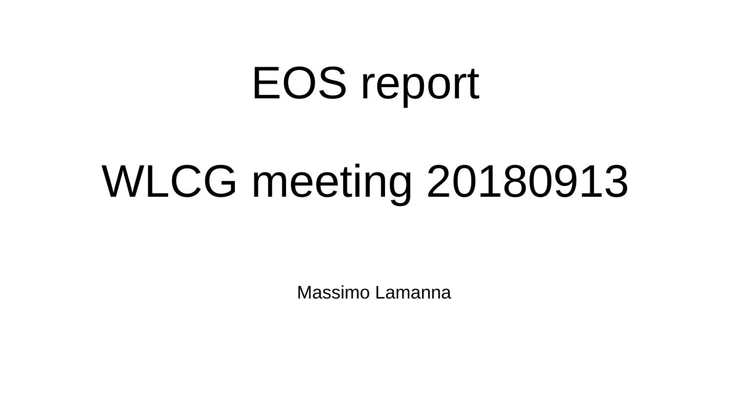# EOS report

# WLCG meeting 20180913

Massimo Lamanna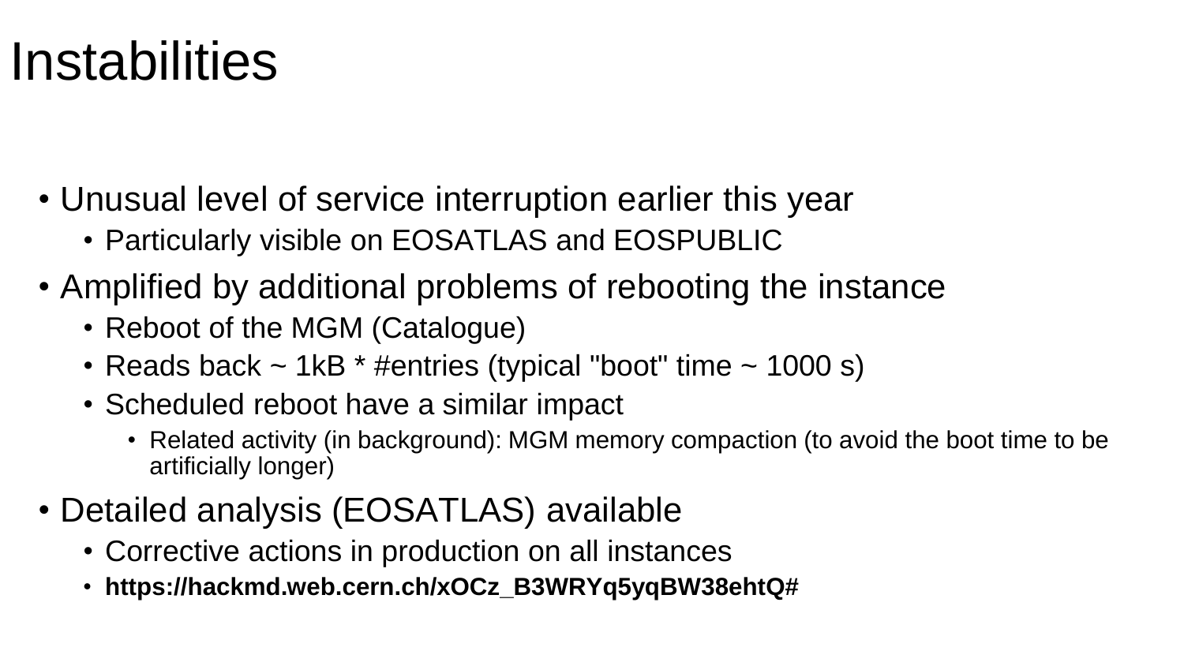# Instabilities

- Unusual level of service interruption earlier this year
  - Particularly visible on EOSATLAS and EOSPUBLIC
- Amplified by additional problems of rebooting the instance
  - Reboot of the MGM (Catalogue)
  - Reads back ~ 1kB * #entries (typical "boot" time ~ 1000 s)
  - Scheduled reboot have a similar impact
    - Related activity (in background): MGM memory compaction (to avoid the boot time to be artificially longer)
- Detailed analysis (EOSATLAS) available
  - Corrective actions in production on all instances
  - **https://hackmd.web.cern.ch/xOCz_B3WRYq5yqBW38ehtQ#**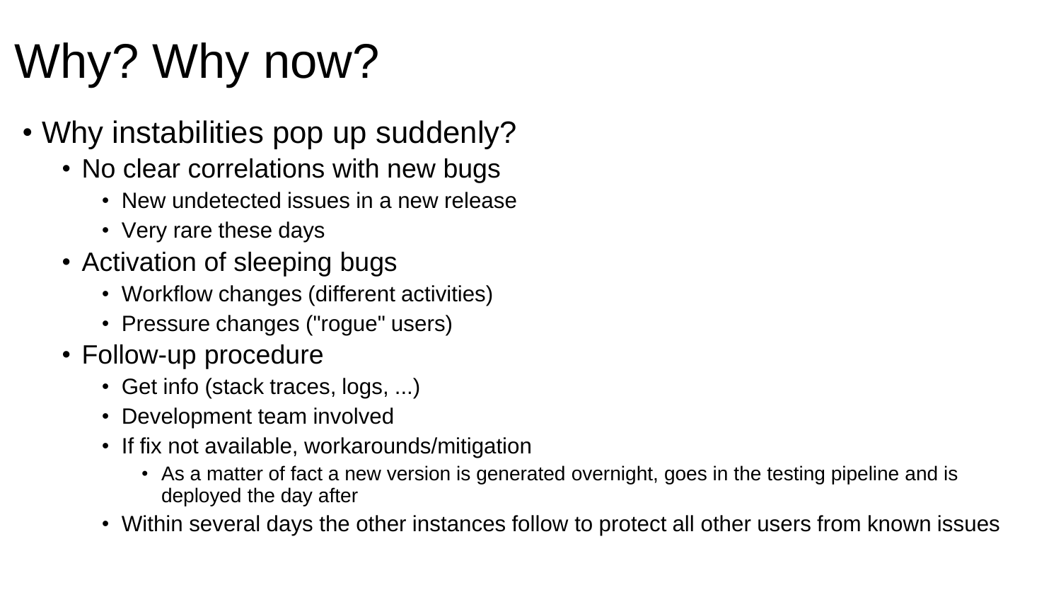# Why? Why now?

- Why instabilities pop up suddenly?
  - No clear correlations with new bugs
    - New undetected issues in a new release
    - Very rare these days
  - Activation of sleeping bugs
    - Workflow changes (different activities)
    - Pressure changes ("rogue" users)
  - Follow-up procedure
    - Get info (stack traces, logs, ...)
    - Development team involved
    - If fix not available, workarounds/mitigation
      - As a matter of fact a new version is generated overnight, goes in the testing pipeline and is deployed the day after
    - Within several days the other instances follow to protect all other users from known issues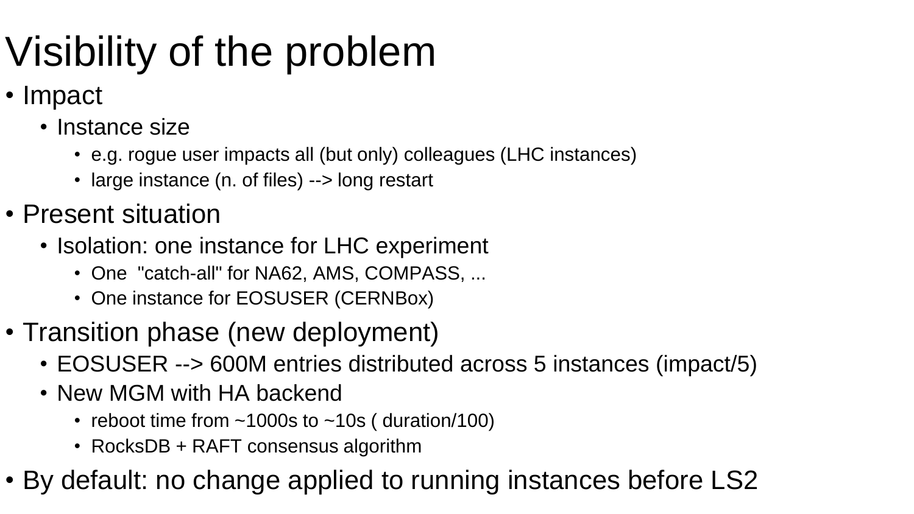# Visibility of the problem

- Impact
  - Instance size
    - e.g. rogue user impacts all (but only) colleagues (LHC instances)
    - large instance (n. of files) --> long restart
- Present situation
  - Isolation: one instance for LHC experiment
    - One "catch-all" for NA62, AMS, COMPASS, ...
    - One instance for EOSUSER (CERNBox)
- Transition phase (new deployment)
  - EOSUSER --> 600M entries distributed across 5 instances (impact/5)
  - New MGM with HA backend
    - reboot time from ~1000s to ~10s ( duration/100)
    - RocksDB + RAFT consensus algorithm
- By default: no change applied to running instances before LS2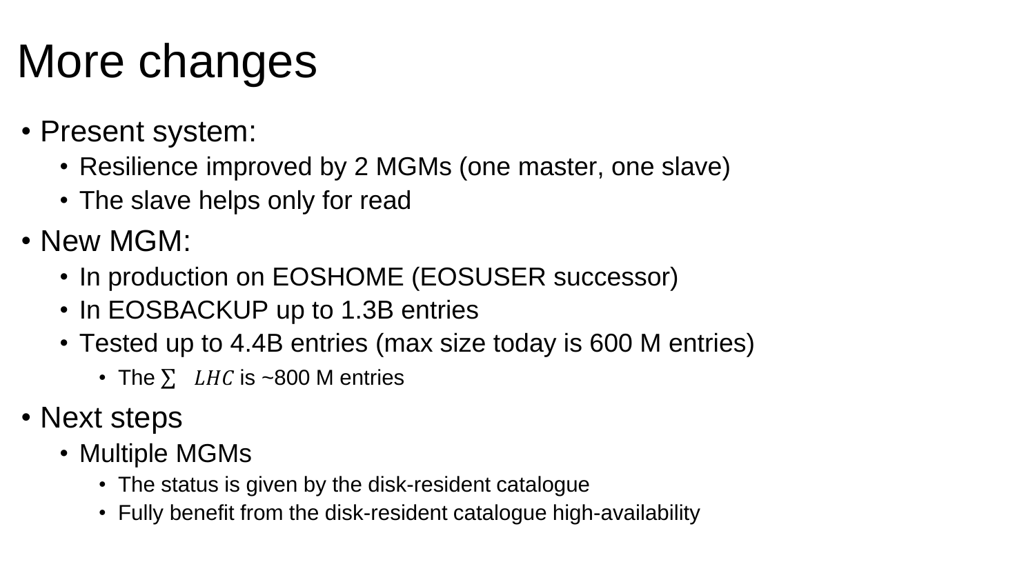# More changes

- Present system:
  - Resilience improved by 2 MGMs (one master, one slave)
  - The slave helps only for read
- New MGM:
  - In production on EOSHOME (EOSUSER successor)
  - In EOSBACKUP up to 1.3B entries
  - Tested up to 4.4B entries (max size today is 600 M entries)
    - The $\sum LHC$ is ~800 M entries
- Next steps
  - Multiple MGMs
    - The status is given by the disk-resident catalogue
    - Fully benefit from the disk-resident catalogue high-availability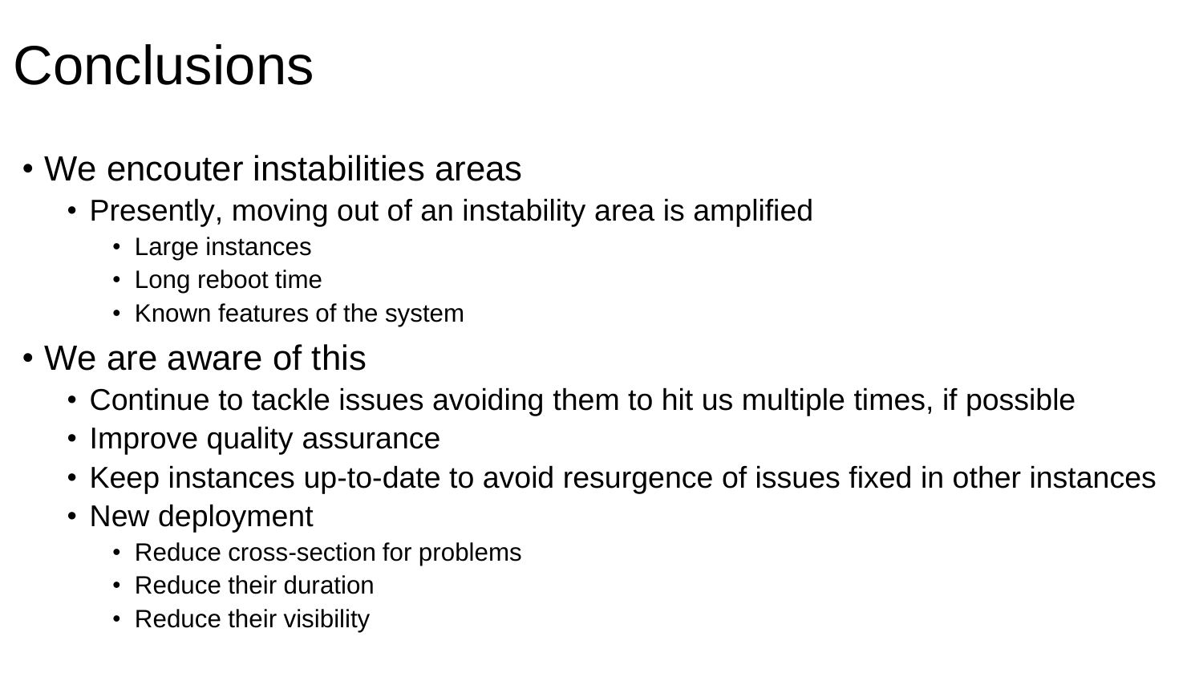# Conclusions

- We encouter instabilities areas
  - Presently, moving out of an instability area is amplified
    - Large instances
    - Long reboot time
    - Known features of the system
- We are aware of this
  - Continue to tackle issues avoiding them to hit us multiple times, if possible
  - Improve quality assurance
  - Keep instances up-to-date to avoid resurgence of issues fixed in other instances
  - New deployment
    - Reduce cross-section for problems
    - Reduce their duration
    - Reduce their visibility